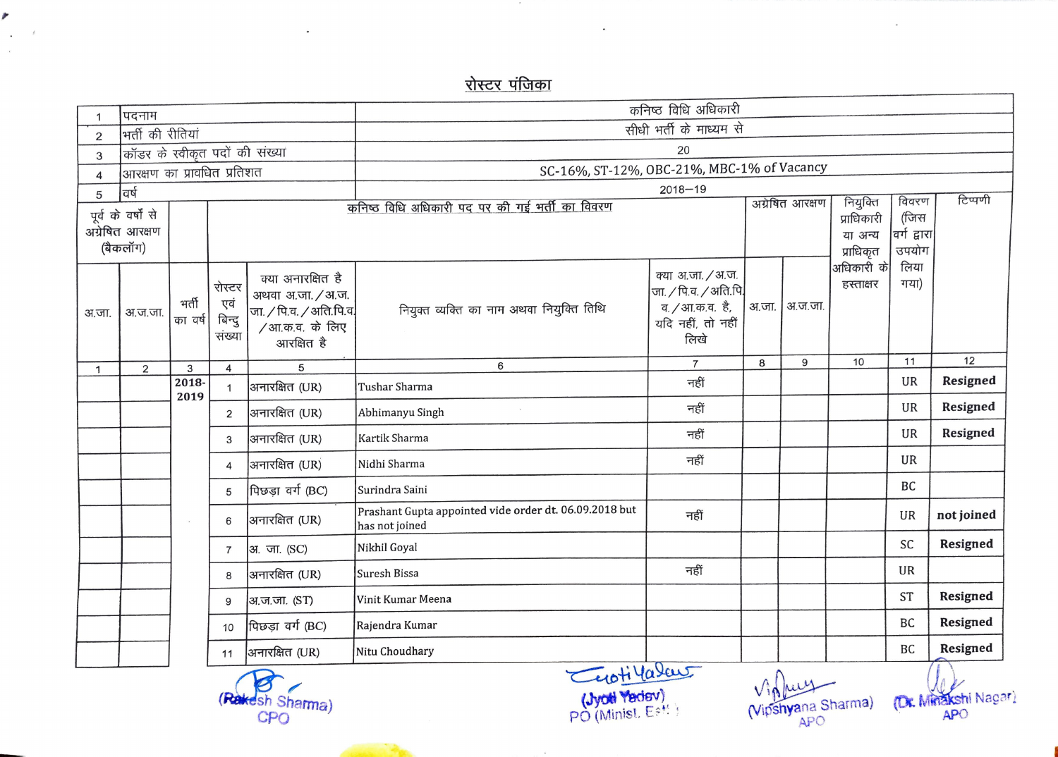# रोस्टर पंजिका

| | | |
|---|---|---|
| 1 | पदनाम | कनिष्ठ विधि अधिकारी |
| 2 | भर्ती की रीतियां | सीधी भर्ती के माध्यम से |
| 3 | कॉडर के स्वीकृत पदों की संख्या | 20 |
| 4 | आरक्षण का प्रावधित प्रतिशत | SC-16%, ST-12%, OBC-21%, MBC-1% of Vacancy |
| 5 | वर्ष | 2018–19 |

| पूर्व के वर्षों से अग्रेषित आरक्षण (बैकलॉग) | | | कनिष्ठ विधि अधिकारी पद पर की गई भर्ती का विवरण | | | | अग्रेषित आरक्षण | | नियुक्ति प्राधिकारी या अन्य प्राधिकृत अधिकारी के हस्ताक्षर | विवरण (जिस वर्ग द्वारा उपयोग लिया गया) | टिप्पणी |
|---|---|---|---|---|---|---|---|---|---|---|---|
| अ.जा. | अ.ज.जा. | भर्ती का वर्ष | रोस्टर एवं बिन्दु संख्या | क्या अनारक्षित है अथवा अ.जा./अ.ज.जा./पि.व./अति.पि.व./आ.क.व. के लिए आरक्षित है | नियुक्त व्यक्ति का नाम अथवा नियुक्ति तिथि | क्या अ.जा./अ.ज.जा./पि.व./अति.पि.व./आ.क.व. है, यदि नहीं, तो नहीं लिखे | अ.जा. | अ.ज.जा. | | | |
| 1 | 2 | 3 | 4 | 5 | 6 | 7 | 8 | 9 | 10 | 11 | 12 |
| | | 2018-2019 | 1 | अनारक्षित (UR) | Tushar Sharma | नहीं | | | | UR | **Resigned** |
| | | | 2 | अनारक्षित (UR) | Abhimanyu Singh | नहीं | | | | UR | **Resigned** |
| | | | 3 | अनारक्षित (UR) | Kartik Sharma | नहीं | | | | UR | **Resigned** |
| | | | 4 | अनारक्षित (UR) | Nidhi Sharma | नहीं | | | | UR | |
| | | | 5 | पिछड़ा वर्ग (BC) | Surindra Saini | | | | | BC | |
| | | | 6 | अनारक्षित (UR) | Prashant Gupta appointed vide order dt. 06.09.2018 but has not joined | नहीं | | | | UR | **not joined** |
| | | | 7 | अ. जा. (SC) | Nikhil Goyal | | | | | SC | **Resigned** |
| | | | 8 | अनारक्षित (UR) | Suresh Bissa | नहीं | | | | UR | |
| | | | 9 | अ.ज.जा. (ST) | Vinit Kumar Meena | | | | | ST | **Resigned** |
| | | | 10 | पिछड़ा वर्ग (BC) | Rajendra Kumar | | | | | BC | **Resigned** |
| | | | 11 | अनारक्षित (UR) | Nitu Choudhary | | | | | BC | **Resigned** |

(Rakesh Sharma) CPO | (Jyoti Yadav) PO (Minist. Estt.) | (Vipshyana Sharma) APO | (Dr. Minakshi Nagar) APO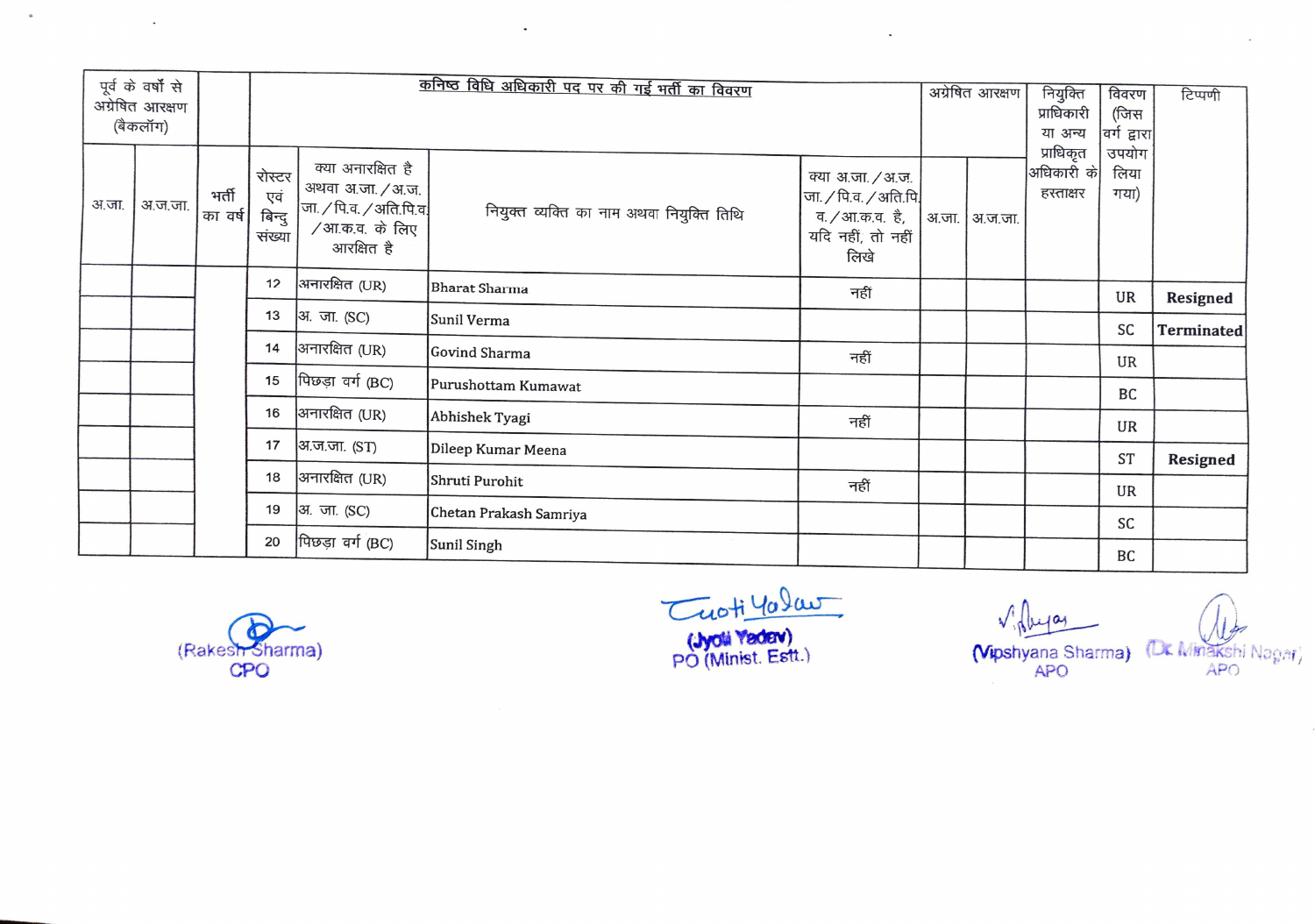| पूर्व के वर्षों से अग्रेषित आरक्षण (बैकलॉग) | | | कनिष्ठ विधि अधिकारी पद पर की गई भर्ती का विवरण | | | | अग्रेषित आरक्षण | | नियुक्ति प्राधिकारी या अन्य प्राधिकृत अधिकारी के हस्ताक्षर | विवरण (जिस वर्ग द्वारा उपयोग लिया गया) | टिप्पणी |
|---|---|---|---|---|---|---|---|---|---|---|---|
| अ.जा. | अ.ज.जा. | भर्ती का वर्ष | रोस्टर एवं बिन्दु संख्या | क्या अनारक्षित है अथवा अ.जा./अ.ज.जा./पि.व./अति.पि.व./आ.क.व. के लिए आरक्षित है | नियुक्त व्यक्ति का नाम अथवा नियुक्ति तिथि | क्या अ.जा./अ.ज.जा./पि.व./अति.पि.व./आ.क.व. है, यदि नहीं, तो नहीं लिखे | अ.जा. | अ.ज.जा. | | | |
| | | | 12 | अनारक्षित (UR) | Bharat Sharma | नहीं | | | | UR | **Resigned** |
| | | | 13 | अ. जा. (SC) | Sunil Verma | | | | | SC | **Terminated** |
| | | | 14 | अनारक्षित (UR) | Govind Sharma | नहीं | | | | UR | |
| | | | 15 | पिछड़ा वर्ग (BC) | Purushottam Kumawat | | | | | BC | |
| | | | 16 | अनारक्षित (UR) | Abhishek Tyagi | नहीं | | | | UR | |
| | | | 17 | अ.ज.जा. (ST) | Dileep Kumar Meena | | | | | ST | **Resigned** |
| | | | 18 | अनारक्षित (UR) | Shruti Purohit | नहीं | | | | UR | |
| | | | 19 | अ. जा. (SC) | Chetan Prakash Samriya | | | | | SC | |
| | | | 20 | पिछड़ा वर्ग (BC) | Sunil Singh | | | | | BC | |

(Rakesh Sharma)
CPO

(Jyoti Yadav)
PO (Minist. Estt.)

(Vipshyana Sharma)
APO

(Dr. Minakshi Nagar)
APO